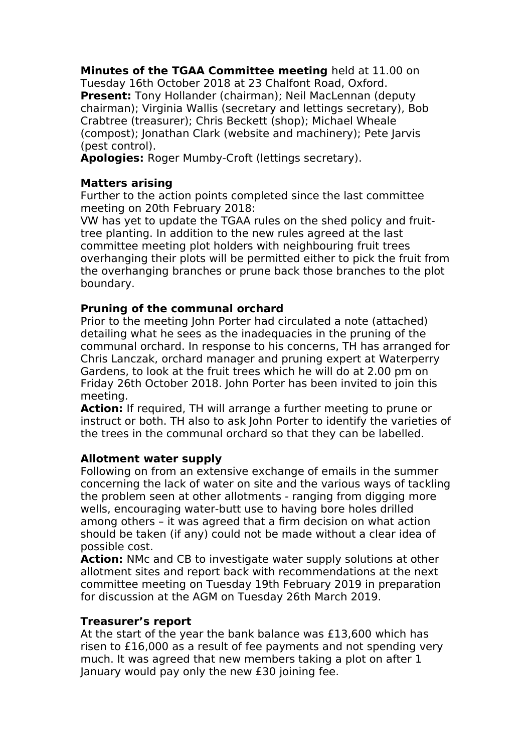**Minutes of the TGAA Committee meeting** held at 11.00 on Tuesday 16th October 2018 at 23 Chalfont Road, Oxford.
**Present:** Tony Hollander (chairman); Neil MacLennan (deputy chairman); Virginia Wallis (secretary and lettings secretary), Bob Crabtree (treasurer); Chris Beckett (shop); Michael Wheale (compost); Jonathan Clark (website and machinery); Pete Jarvis (pest control).
**Apologies:** Roger Mumby-Croft (lettings secretary).

**Matters arising**
Further to the action points completed since the last committee meeting on 20th February 2018:
VW has yet to update the TGAA rules on the shed policy and fruit-tree planting. In addition to the new rules agreed at the last committee meeting plot holders with neighbouring fruit trees overhanging their plots will be permitted either to pick the fruit from the overhanging branches or prune back those branches to the plot boundary.

**Pruning of the communal orchard**
Prior to the meeting John Porter had circulated a note (attached) detailing what he sees as the inadequacies in the pruning of the communal orchard. In response to his concerns, TH has arranged for Chris Lanczak, orchard manager and pruning expert at Waterperry Gardens, to look at the fruit trees which he will do at 2.00 pm on Friday 26th October 2018. John Porter has been invited to join this meeting.
**Action:** If required, TH will arrange a further meeting to prune or instruct or both. TH also to ask John Porter to identify the varieties of the trees in the communal orchard so that they can be labelled.

**Allotment water supply**
Following on from an extensive exchange of emails in the summer concerning the lack of water on site and the various ways of tackling the problem seen at other allotments - ranging from digging more wells, encouraging water-butt use to having bore holes drilled among others – it was agreed that a firm decision on what action should be taken (if any) could not be made without a clear idea of possible cost.
**Action:** NMc and CB to investigate water supply solutions at other allotment sites and report back with recommendations at the next committee meeting on Tuesday 19th February 2019 in preparation for discussion at the AGM on Tuesday 26th March 2019.

**Treasurer's report**
At the start of the year the bank balance was £13,600 which has risen to £16,000 as a result of fee payments and not spending very much. It was agreed that new members taking a plot on after 1 January would pay only the new £30 joining fee.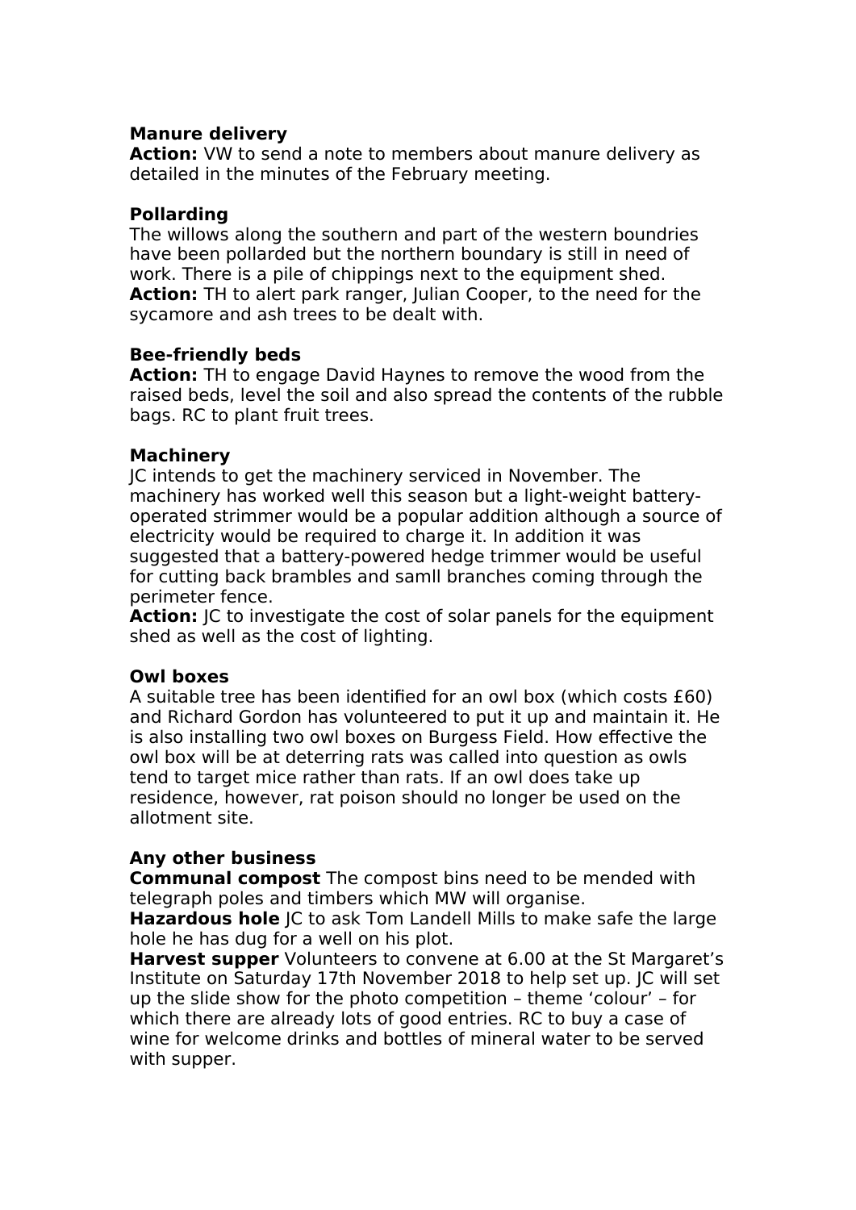**Manure delivery**
**Action:** VW to send a note to members about manure delivery as detailed in the minutes of the February meeting.

**Pollarding**
The willows along the southern and part of the western boundries have been pollarded but the northern boundary is still in need of work. There is a pile of chippings next to the equipment shed.
**Action:** TH to alert park ranger, Julian Cooper, to the need for the sycamore and ash trees to be dealt with.

**Bee-friendly beds**
**Action:** TH to engage David Haynes to remove the wood from the raised beds, level the soil and also spread the contents of the rubble bags. RC to plant fruit trees.

**Machinery**
JC intends to get the machinery serviced in November. The machinery has worked well this season but a light-weight battery-operated strimmer would be a popular addition although a source of electricity would be required to charge it. In addition it was suggested that a battery-powered hedge trimmer would be useful for cutting back brambles and samll branches coming through the perimeter fence.
**Action:** JC to investigate the cost of solar panels for the equipment shed as well as the cost of lighting.

**Owl boxes**
A suitable tree has been identified for an owl box (which costs £60) and Richard Gordon has volunteered to put it up and maintain it. He is also installing two owl boxes on Burgess Field. How effective the owl box will be at deterring rats was called into question as owls tend to target mice rather than rats. If an owl does take up residence, however, rat poison should no longer be used on the allotment site.

**Any other business**
**Communal compost** The compost bins need to be mended with telegraph poles and timbers which MW will organise.
**Hazardous hole** JC to ask Tom Landell Mills to make safe the large hole he has dug for a well on his plot.
**Harvest supper** Volunteers to convene at 6.00 at the St Margaret's Institute on Saturday 17th November 2018 to help set up. JC will set up the slide show for the photo competition – theme 'colour' – for which there are already lots of good entries. RC to buy a case of wine for welcome drinks and bottles of mineral water to be served with supper.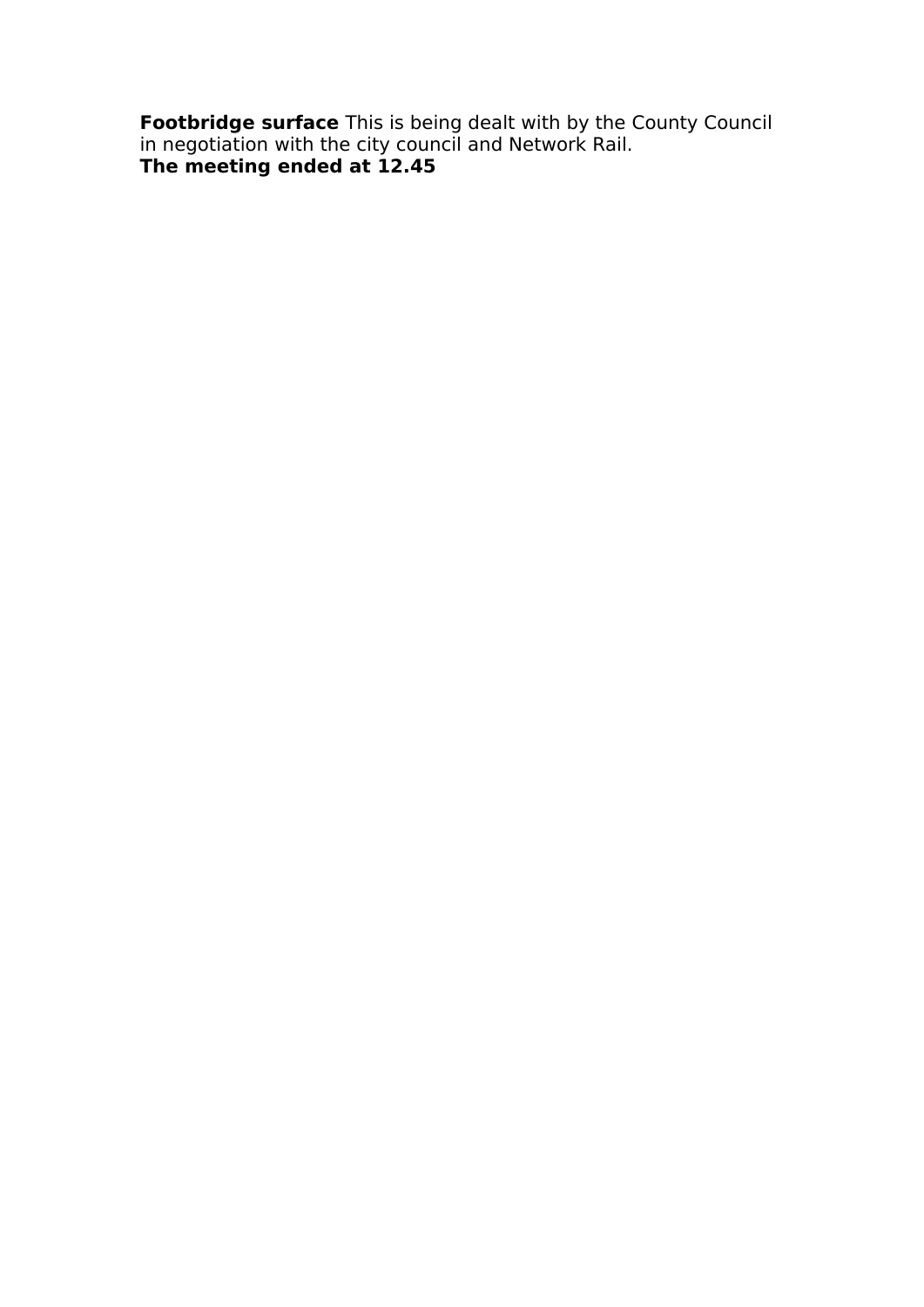**Footbridge surface** This is being dealt with by the County Council in negotiation with the city council and Network Rail.

**The meeting ended at 12.45**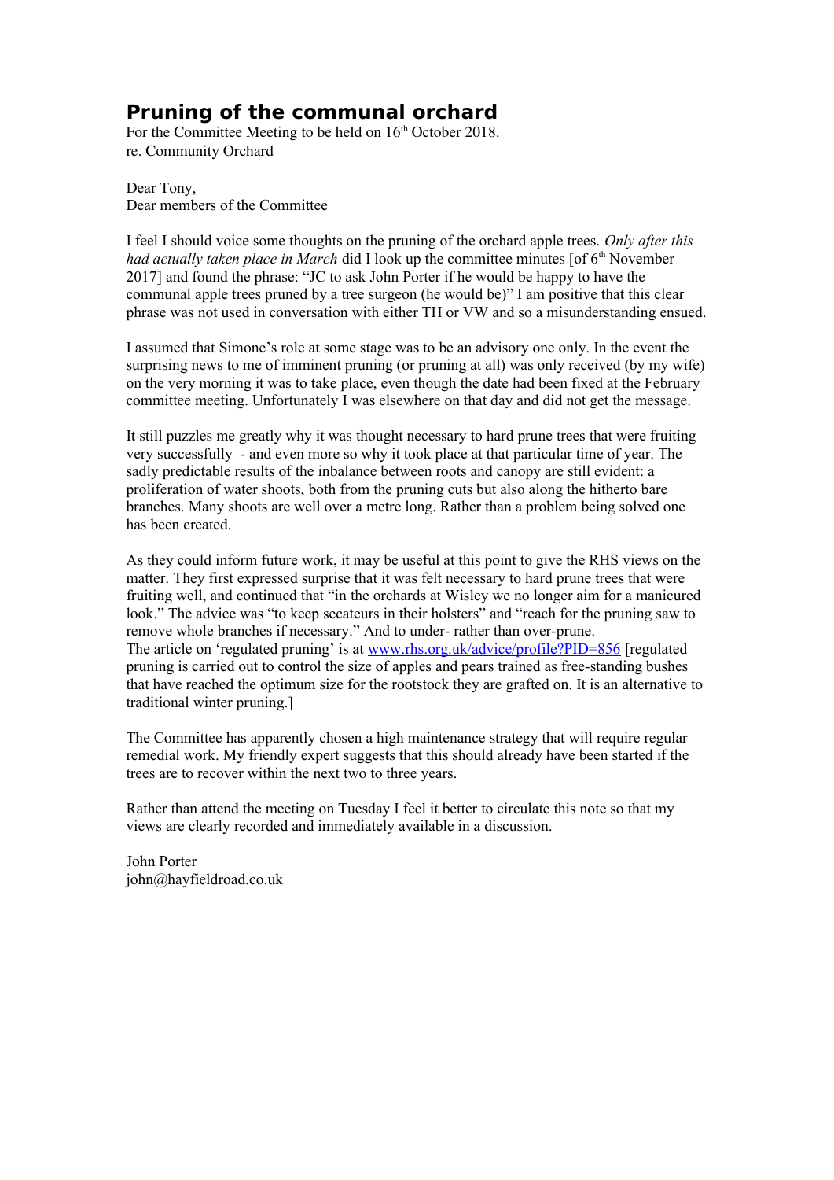# Pruning of the communal orchard

For the Committee Meeting to be held on 16th October 2018.
re. Community Orchard

Dear Tony,
Dear members of the Committee

I feel I should voice some thoughts on the pruning of the orchard apple trees. *Only after this had actually taken place in March* did I look up the committee minutes [of 6th November 2017] and found the phrase: "JC to ask John Porter if he would be happy to have the communal apple trees pruned by a tree surgeon (he would be)" I am positive that this clear phrase was not used in conversation with either TH or VW and so a misunderstanding ensued.

I assumed that Simone's role at some stage was to be an advisory one only. In the event the surprising news to me of imminent pruning (or pruning at all) was only received (by my wife) on the very morning it was to take place, even though the date had been fixed at the February committee meeting. Unfortunately I was elsewhere on that day and did not get the message.

It still puzzles me greatly why it was thought necessary to hard prune trees that were fruiting very successfully - and even more so why it took place at that particular time of year. The sadly predictable results of the inbalance between roots and canopy are still evident: a proliferation of water shoots, both from the pruning cuts but also along the hitherto bare branches. Many shoots are well over a metre long. Rather than a problem being solved one has been created.

As they could inform future work, it may be useful at this point to give the RHS views on the matter. They first expressed surprise that it was felt necessary to hard prune trees that were fruiting well, and continued that "in the orchards at Wisley we no longer aim for a manicured look." The advice was "to keep secateurs in their holsters" and "reach for the pruning saw to remove whole branches if necessary." And to under- rather than over-prune.
The article on 'regulated pruning' is at www.rhs.org.uk/advice/profile?PID=856 [regulated pruning is carried out to control the size of apples and pears trained as free-standing bushes that have reached the optimum size for the rootstock they are grafted on. It is an alternative to traditional winter pruning.]

The Committee has apparently chosen a high maintenance strategy that will require regular remedial work. My friendly expert suggests that this should already have been started if the trees are to recover within the next two to three years.

Rather than attend the meeting on Tuesday I feel it better to circulate this note so that my views are clearly recorded and immediately available in a discussion.

John Porter
john@hayfieldroad.co.uk